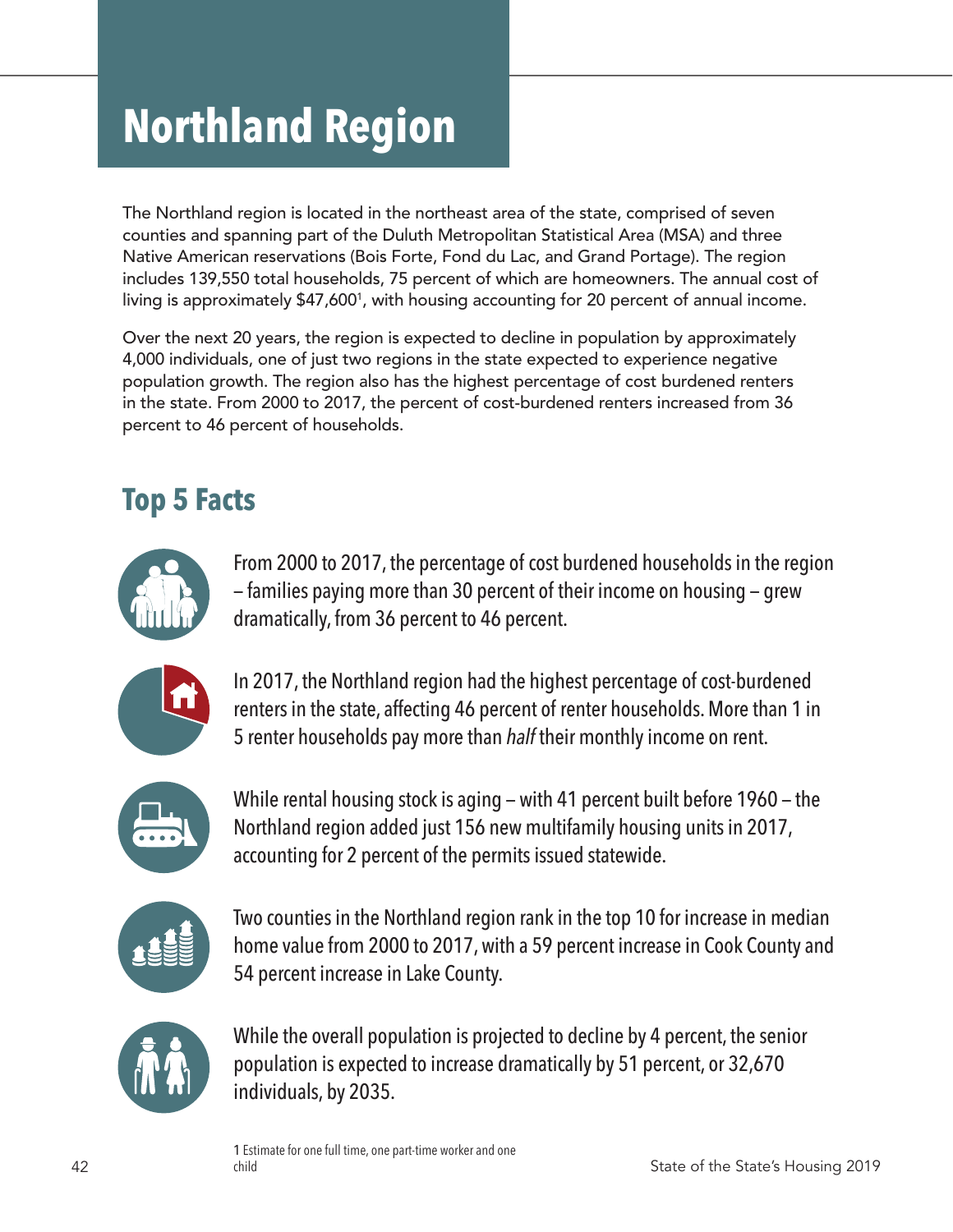# Northland Region

The Northland region is located in the northeast area of the state, comprised of seven counties and spanning part of the Duluth Metropolitan Statistical Area (MSA) and three Native American reservations (Bois Forte, Fond du Lac, and Grand Portage). The region includes 139,550 total households, 75 percent of which are homeowners. The annual cost of living is approximately $47,600[1], with housing accounting for 20 percent of annual income.

Over the next 20 years, the region is expected to decline in population by approximately 4,000 individuals, one of just two regions in the state expected to experience negative population growth. The region also has the highest percentage of cost burdened renters in the state. From 2000 to 2017, the percent of cost-burdened renters increased from 36 percent to 46 percent of households.

## Top 5 Facts

From 2000 to 2017, the percentage of cost burdened households in the region – families paying more than 30 percent of their income on housing – grew dramatically, from 36 percent to 46 percent.

In 2017, the Northland region had the highest percentage of cost-burdened renters in the state, affecting 46 percent of renter households. More than 1 in 5 renter households pay more than *half* their monthly income on rent.

While rental housing stock is aging – with 41 percent built before 1960 – the Northland region added just 156 new multifamily housing units in 2017, accounting for 2 percent of the permits issued statewide.

Two counties in the Northland region rank in the top 10 for increase in median home value from 2000 to 2017, with a 59 percent increase in Cook County and 54 percent increase in Lake County.

While the overall population is projected to decline by 4 percent, the senior population is expected to increase dramatically by 51 percent, or 32,670 individuals, by 2035.

1 Estimate for one full time, one part-time worker and one child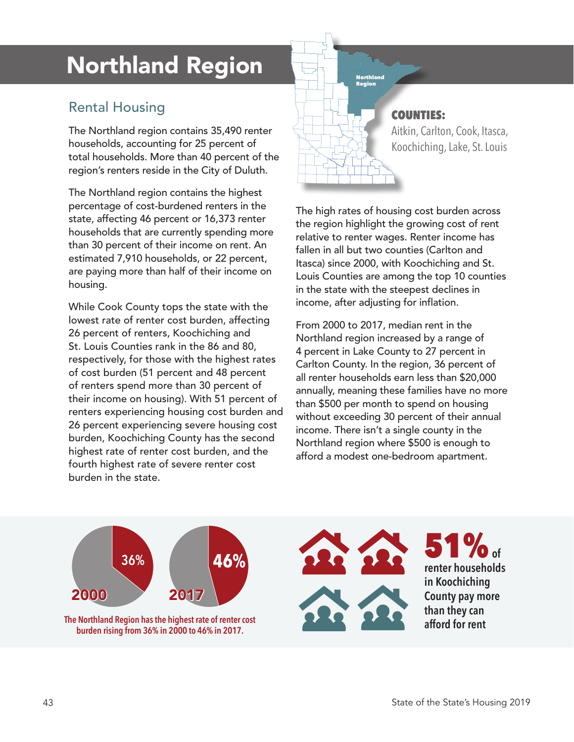# Northland Region

## Rental Housing

The Northland region contains 35,490 renter households, accounting for 25 percent of total households. More than 40 percent of the region's renters reside in the City of Duluth.

The Northland region contains the highest percentage of cost-burdened renters in the state, affecting 46 percent or 16,373 renter households that are currently spending more than 30 percent of their income on rent. An estimated 7,910 households, or 22 percent, are paying more than half of their income on housing.

While Cook County tops the state with the lowest rate of renter cost burden, affecting 26 percent of renters, Koochiching and St. Louis Counties rank in the 86 and 80, respectively, for those with the highest rates of cost burden (51 percent and 48 percent of renters spend more than 30 percent of their income on housing). With 51 percent of renters experiencing housing cost burden and 26 percent experiencing severe housing cost burden, Koochiching County has the second highest rate of renter cost burden, and the fourth highest rate of severe renter cost burden in the state.

**COUNTIES:**
Aitkin, Carlton, Cook, Itasca, Koochiching, Lake, St. Louis

The high rates of housing cost burden across the region highlight the growing cost of rent relative to renter wages. Renter income has fallen in all but two counties (Carlton and Itasca) since 2000, with Koochiching and St. Louis Counties are among the top 10 counties in the state with the steepest declines in income, after adjusting for inflation.

From 2000 to 2017, median rent in the Northland region increased by a range of 4 percent in Lake County to 27 percent in Carlton County. In the region, 36 percent of all renter households earn less than $20,000 annually, meaning these families have no more than $500 per month to spend on housing without exceeding 30 percent of their annual income. There isn't a single county in the Northland region where $500 is enough to afford a modest one-bedroom apartment.

2000: 36%
2017: 46%

The Northland Region has the highest rate of renter cost burden rising from 36% in 2000 to 46% in 2017.

**51%** of renter households in Koochiching County pay more than they can afford for rent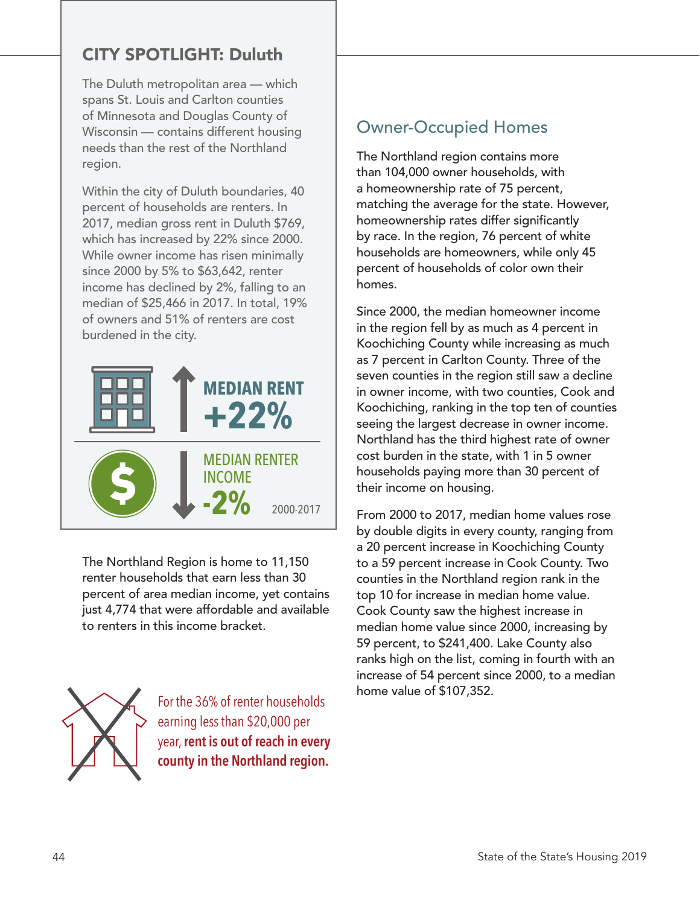## CITY SPOTLIGHT: Duluth

The Duluth metropolitan area — which spans St. Louis and Carlton counties of Minnesota and Douglas County of Wisconsin — contains different housing needs than the rest of the Northland region.

Within the city of Duluth boundaries, 40 percent of households are renters. In 2017, median gross rent in Duluth $769, which has increased by 22% since 2000. While owner income has risen minimally since 2000 by 5% to $63,642, renter income has declined by 2%, falling to an median of $25,466 in 2017. In total, 19% of owners and 51% of renters are cost burdened in the city.

**MEDIAN RENT +22%**

MEDIAN RENTER INCOME **-2%** 2000-2017

The Northland Region is home to 11,150 renter households that earn less than 30 percent of area median income, yet contains just 4,774 that were affordable and available to renters in this income bracket.

For the 36% of renter households earning less than $20,000 per year, **rent is out of reach in every county in the Northland region.**

## Owner-Occupied Homes

The Northland region contains more than 104,000 owner households, with a homeownership rate of 75 percent, matching the average for the state. However, homeownership rates differ significantly by race. In the region, 76 percent of white households are homeowners, while only 45 percent of households of color own their homes.

Since 2000, the median homeowner income in the region fell by as much as 4 percent in Koochiching County while increasing as much as 7 percent in Carlton County. Three of the seven counties in the region still saw a decline in owner income, with two counties, Cook and Koochiching, ranking in the top ten of counties seeing the largest decrease in owner income. Northland has the third highest rate of owner cost burden in the state, with 1 in 5 owner households paying more than 30 percent of their income on housing.

From 2000 to 2017, median home values rose by double digits in every county, ranging from a 20 percent increase in Koochiching County to a 59 percent increase in Cook County. Two counties in the Northland region rank in the top 10 for increase in median home value. Cook County saw the highest increase in median home value since 2000, increasing by 59 percent, to $241,400. Lake County also ranks high on the list, coming in fourth with an increase of 54 percent since 2000, to a median home value of $107,352.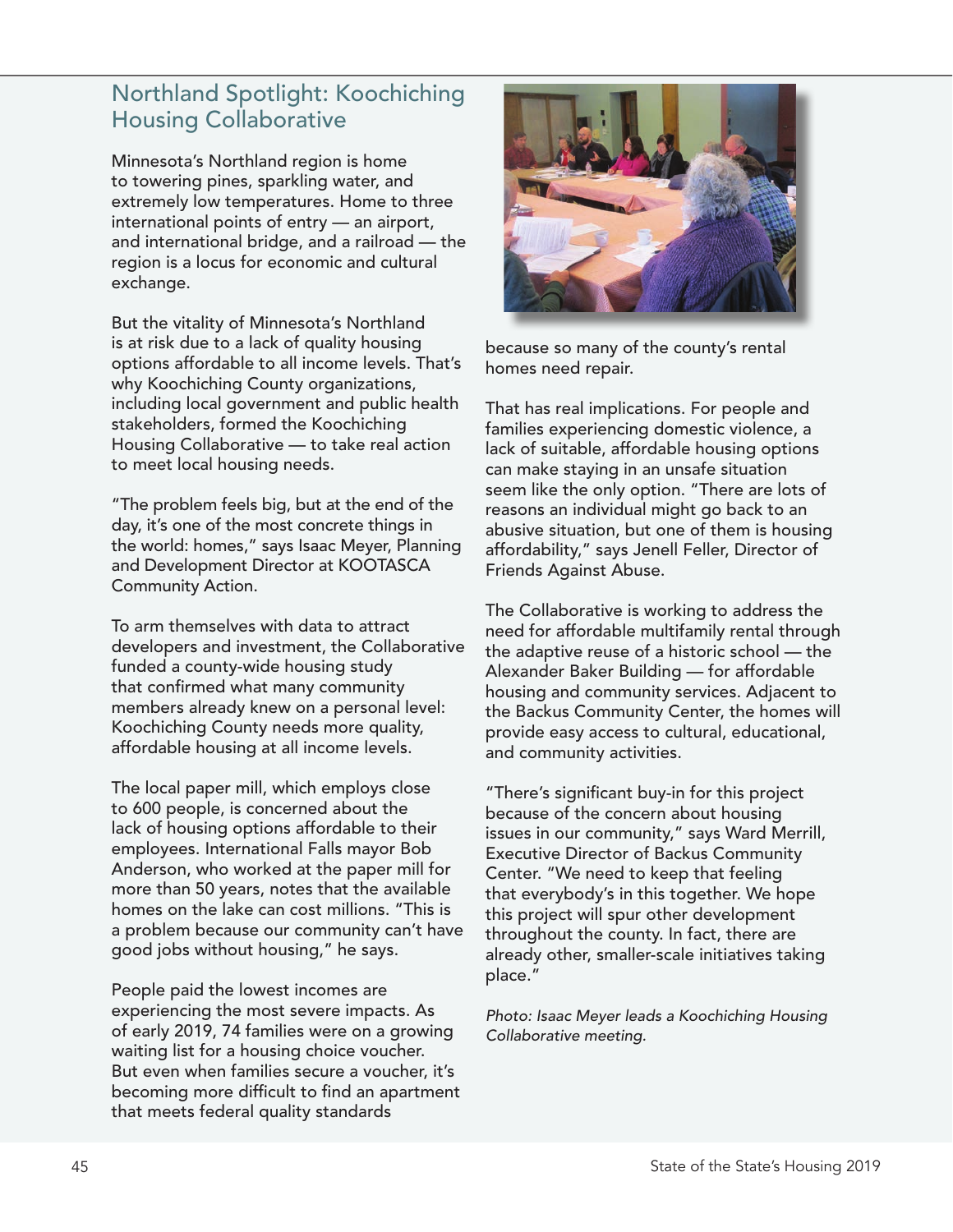## Northland Spotlight: Koochiching Housing Collaborative

Minnesota's Northland region is home to towering pines, sparkling water, and extremely low temperatures. Home to three international points of entry — an airport, and international bridge, and a railroad — the region is a locus for economic and cultural exchange.

But the vitality of Minnesota's Northland is at risk due to a lack of quality housing options affordable to all income levels. That's why Koochiching County organizations, including local government and public health stakeholders, formed the Koochiching Housing Collaborative — to take real action to meet local housing needs.

"The problem feels big, but at the end of the day, it's one of the most concrete things in the world: homes," says Isaac Meyer, Planning and Development Director at KOOTASCA Community Action.

To arm themselves with data to attract developers and investment, the Collaborative funded a county-wide housing study that confirmed what many community members already knew on a personal level: Koochiching County needs more quality, affordable housing at all income levels.

The local paper mill, which employs close to 600 people, is concerned about the lack of housing options affordable to their employees. International Falls mayor Bob Anderson, who worked at the paper mill for more than 50 years, notes that the available homes on the lake can cost millions. "This is a problem because our community can't have good jobs without housing," he says.

People paid the lowest incomes are experiencing the most severe impacts. As of early 2019, 74 families were on a growing waiting list for a housing choice voucher. But even when families secure a voucher, it's becoming more difficult to find an apartment that meets federal quality standards because so many of the county's rental homes need repair.

That has real implications. For people and families experiencing domestic violence, a lack of suitable, affordable housing options can make staying in an unsafe situation seem like the only option. "There are lots of reasons an individual might go back to an abusive situation, but one of them is housing affordability," says Jenell Feller, Director of Friends Against Abuse.

The Collaborative is working to address the need for affordable multifamily rental through the adaptive reuse of a historic school — the Alexander Baker Building — for affordable housing and community services. Adjacent to the Backus Community Center, the homes will provide easy access to cultural, educational, and community activities.

"There's significant buy-in for this project because of the concern about housing issues in our community," says Ward Merrill, Executive Director of Backus Community Center. "We need to keep that feeling that everybody's in this together. We hope this project will spur other development throughout the county. In fact, there are already other, smaller-scale initiatives taking place."

*Photo: Isaac Meyer leads a Koochiching Housing Collaborative meeting.*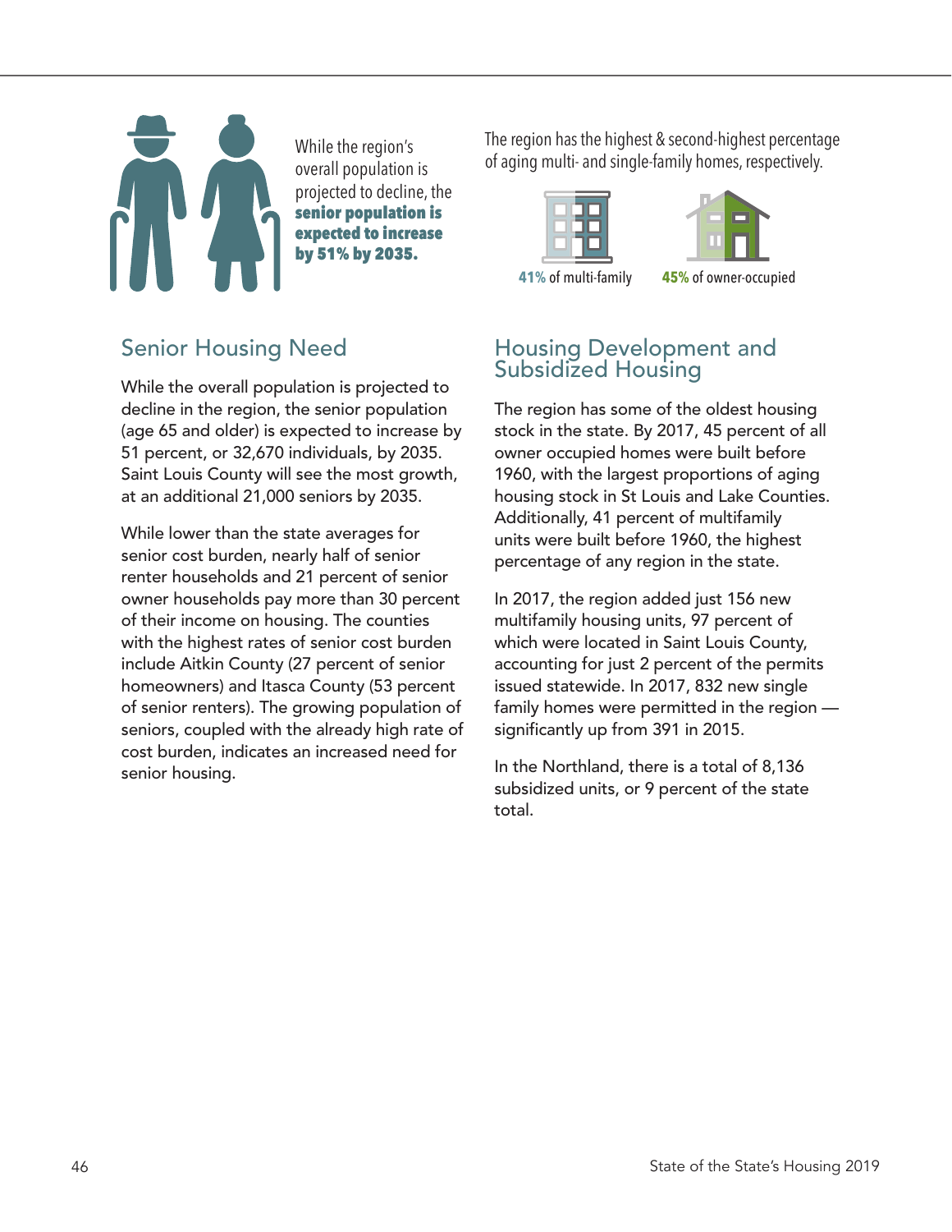While the region's overall population is projected to decline, the **senior population is expected to increase by 51% by 2035.**

The region has the highest & second-highest percentage of aging multi- and single-family homes, respectively.

**41%** of multi-family

**45%** of owner-occupied

## Senior Housing Need

While the overall population is projected to decline in the region, the senior population (age 65 and older) is expected to increase by 51 percent, or 32,670 individuals, by 2035. Saint Louis County will see the most growth, at an additional 21,000 seniors by 2035.

While lower than the state averages for senior cost burden, nearly half of senior renter households and 21 percent of senior owner households pay more than 30 percent of their income on housing. The counties with the highest rates of senior cost burden include Aitkin County (27 percent of senior homeowners) and Itasca County (53 percent of senior renters). The growing population of seniors, coupled with the already high rate of cost burden, indicates an increased need for senior housing.

## Housing Development and Subsidized Housing

The region has some of the oldest housing stock in the state. By 2017, 45 percent of all owner occupied homes were built before 1960, with the largest proportions of aging housing stock in St Louis and Lake Counties. Additionally, 41 percent of multifamily units were built before 1960, the highest percentage of any region in the state.

In 2017, the region added just 156 new multifamily housing units, 97 percent of which were located in Saint Louis County, accounting for just 2 percent of the permits issued statewide. In 2017, 832 new single family homes were permitted in the region — significantly up from 391 in 2015.

In the Northland, there is a total of 8,136 subsidized units, or 9 percent of the state total.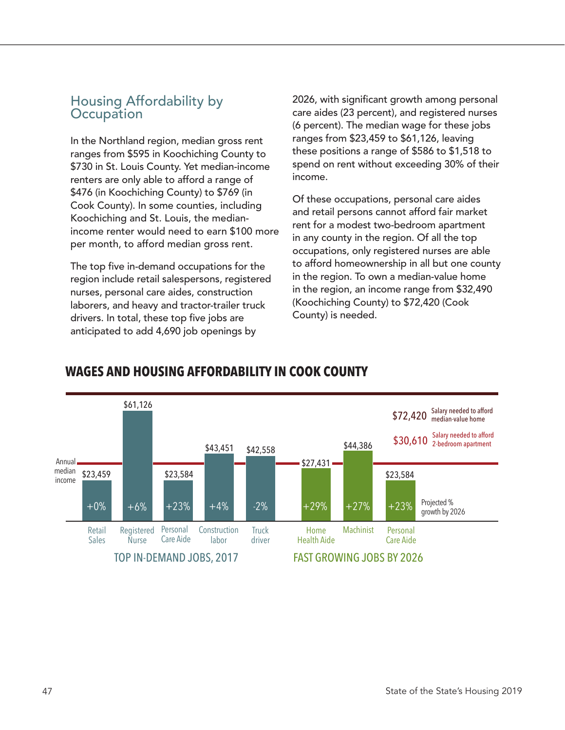## Housing Affordability by Occupation

In the Northland region, median gross rent ranges from $595 in Koochiching County to $730 in St. Louis County. Yet median-income renters are only able to afford a range of $476 (in Koochiching County) to $769 (in Cook County). In some counties, including Koochiching and St. Louis, the median-income renter would need to earn $100 more per month, to afford median gross rent.

The top five in-demand occupations for the region include retail salespersons, registered nurses, personal care aides, construction laborers, and heavy and tractor-trailer truck drivers. In total, these top five jobs are anticipated to add 4,690 job openings by 2026, with significant growth among personal care aides (23 percent), and registered nurses (6 percent). The median wage for these jobs ranges from $23,459 to $61,126, leaving these positions a range of $586 to $1,518 to spend on rent without exceeding 30% of their income.

Of these occupations, personal care aides and retail persons cannot afford fair market rent for a modest two-bedroom apartment in any county in the region. Of all the top occupations, only registered nurses are able to afford homeownership in all but one county in the region. To own a median-value home in the region, an income range from $32,490 (Koochiching County) to $72,420 (Cook County) is needed.

## WAGES AND HOUSING AFFORDABILITY IN COOK COUNTY

Annual median income

$72,420 Salary needed to afford median-value home

$30,610 Salary needed to afford 2-bedroom apartment

$27,431

TOP IN-DEMAND JOBS, 2017

Retail Sales: $23,459, +0%

Registered Nurse: $61,126, +6%

Personal Care Aide: $23,584, +23%

Construction labor: $43,451, +4%

Truck driver: $42,558, -2%

FAST GROWING JOBS BY 2026

Home Health Aide: +29%

Machinist: $44,386, +27%

Personal Care Aide: $23,584, +23%

Projected % growth by 2026